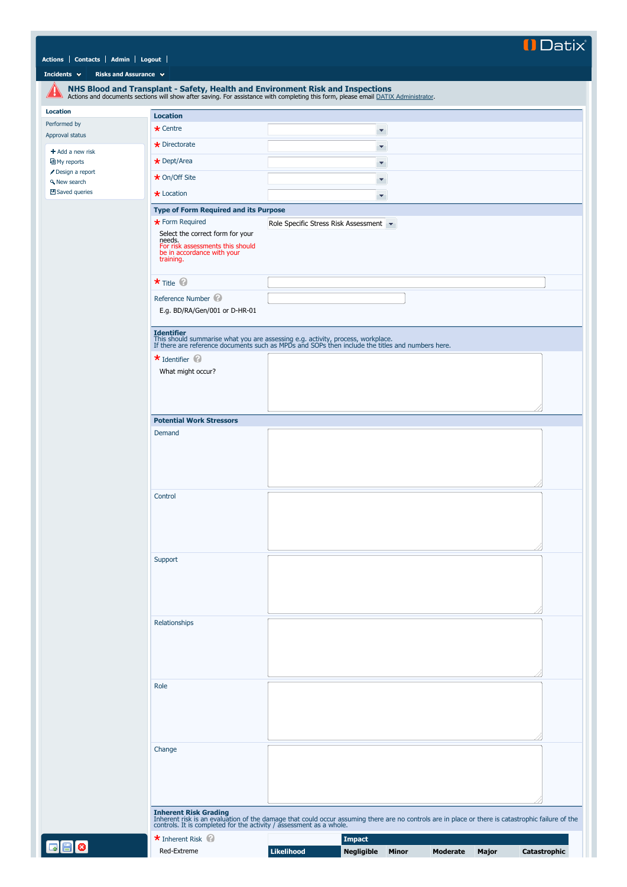Actions | Contacts | Admin | Logout

Incidents | Risks and Assurance

# NHS Blood and Transplant - Safety, Health and Environment Risk and Inspections

Actions and documents sections will show after saving. For assistance with completing this form, please email DATIX Administrator.

- Location
- Performed by
- Approval status

- Add a new risk
- My reports
- Design a report
- New search
- Saved queries

## Location

- * Centre
- * Directorate
- * Dept/Area
- * On/Off Site
- * Location

## Type of Form Required and its Purpose

* Form Required: Role Specific Stress Risk Assessment

Select the correct form for your needs.
For risk assessments this should be in accordance with your training.

* Title

Reference Number

E.g. BD/RA/Gen/001 or D-HR-01

## Identifier

This should summarise what you are assessing e.g. activity, process, workplace.
If there are reference documents such as MPDs and SOPs then include the titles and numbers here.

* Identifier

What might occur?

## Potential Work Stressors

- Demand
- Control
- Support
- Relationships
- Role
- Change

## Inherent Risk Grading

Inherent risk is an evaluation of the damage that could occur assuming there are no controls are in place or there is catastrophic failure of the controls. It is completed for the activity / assessment as a whole.

* Inherent Risk

Red-Extreme

| | Impact | | | | |
|---|---|---|---|---|---|
| Likelihood | Negligible | Minor | Moderate | Major | Catastrophic |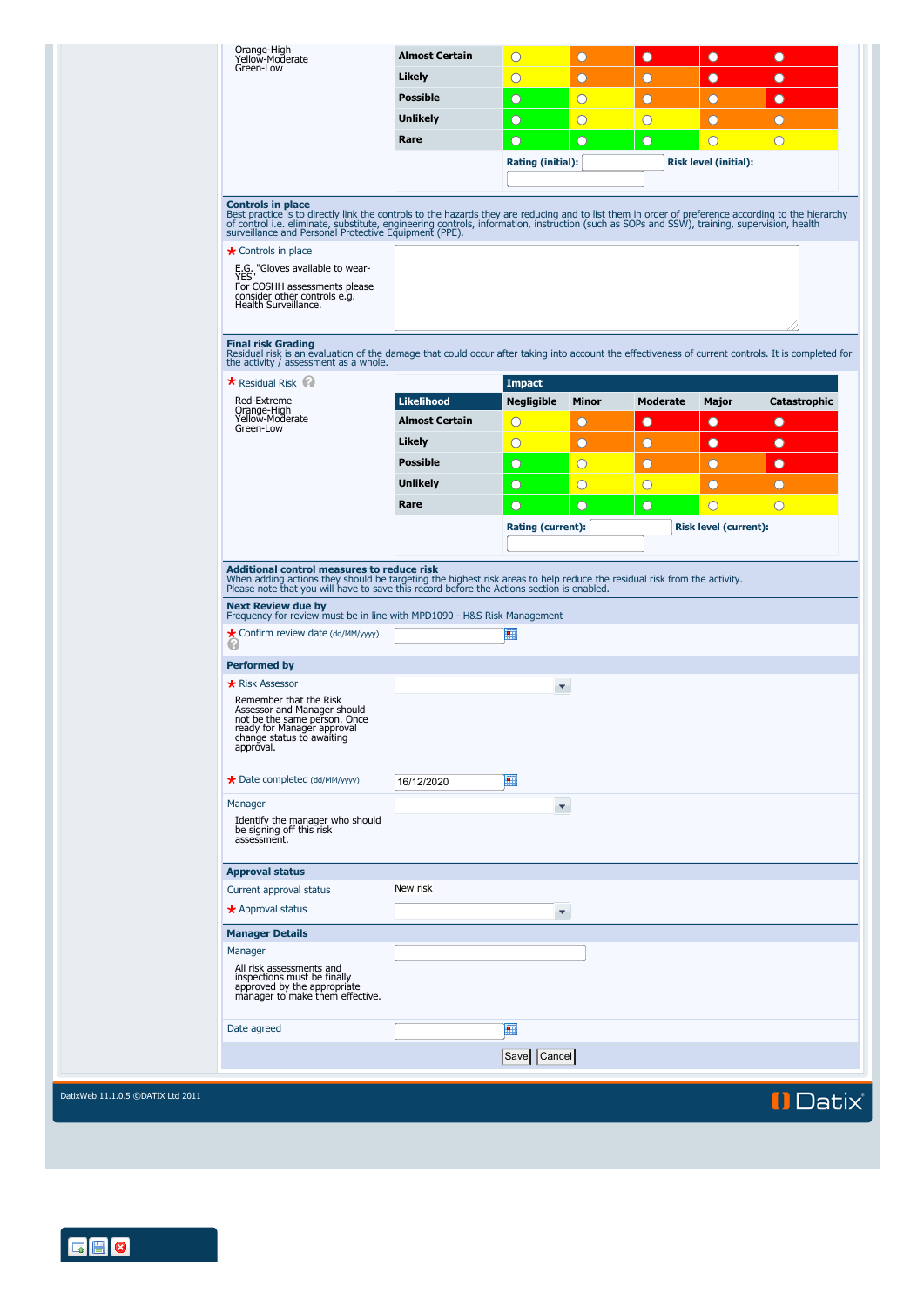Orange-High
Yellow-Moderate
Green-Low

| | | | | | |
|---|---|---|---|---|---|
| Almost Certain | ○ | ○ | ○ | ○ | ○ |
| Likely | ○ | ○ | ○ | ○ | ○ |
| Possible | ○ | ○ | ○ | ○ | ○ |
| Unlikely | ○ | ○ | ○ | ○ | ○ |
| Rare | ○ | ○ | ○ | ○ | ○ |

**Rating (initial):** **Risk level (initial):**

## Controls in place

Best practice is to directly link the controls to the hazards they are reducing and to list them in order of preference according to the hierarchy of control i.e. eliminate, substitute, engineering controls, information, instruction (such as SOPs and SSW), training, supervision, health surveillance and Personal Protective Equipment (PPE).

* Controls in place

E.G. "Gloves available to wear- YES"
For COSHH assessments please consider other controls e.g. Health Surveillance.

## Final risk Grading

Residual risk is an evaluation of the damage that could occur after taking into account the effectiveness of current controls. It is completed for the activity / assessment as a whole.

* Residual Risk

Red-Extreme
Orange-High
Yellow-Moderate
Green-Low

| | Impact | | | | |
|---|---|---|---|---|---|
| **Likelihood** | **Negligible** | **Minor** | **Moderate** | **Major** | **Catastrophic** |
| Almost Certain | ○ | ○ | ○ | ○ | ○ |
| Likely | ○ | ○ | ○ | ○ | ○ |
| Possible | ○ | ○ | ○ | ○ | ○ |
| Unlikely | ○ | ○ | ○ | ○ | ○ |
| Rare | ○ | ○ | ○ | ○ | ○ |

**Rating (current):** **Risk level (current):**

## Additional control measures to reduce risk

When adding actions they should be targeting the highest risk areas to help reduce the residual risk from the activity.
Please note that you will have to save this record before the Actions section is enabled.

## Next Review due by

Frequency for review must be in line with MPD1090 - H&S Risk Management

* Confirm review date (dd/MM/yyyy)

## Performed by

* Risk Assessor

Remember that the Risk Assessor and Manager should not be the same person. Once ready for Manager approval change status to awaiting approval.

* Date completed (dd/MM/yyyy): 16/12/2020

Manager

Identify the manager who should be signing off this risk assessment.

## Approval status

Current approval status: New risk

* Approval status

## Manager Details

Manager

All risk assessments and inspections must be finally approved by the appropriate manager to make them effective.

Date agreed

Save | Cancel

DatixWeb 11.1.0.5 ©DATIX Ltd 2011